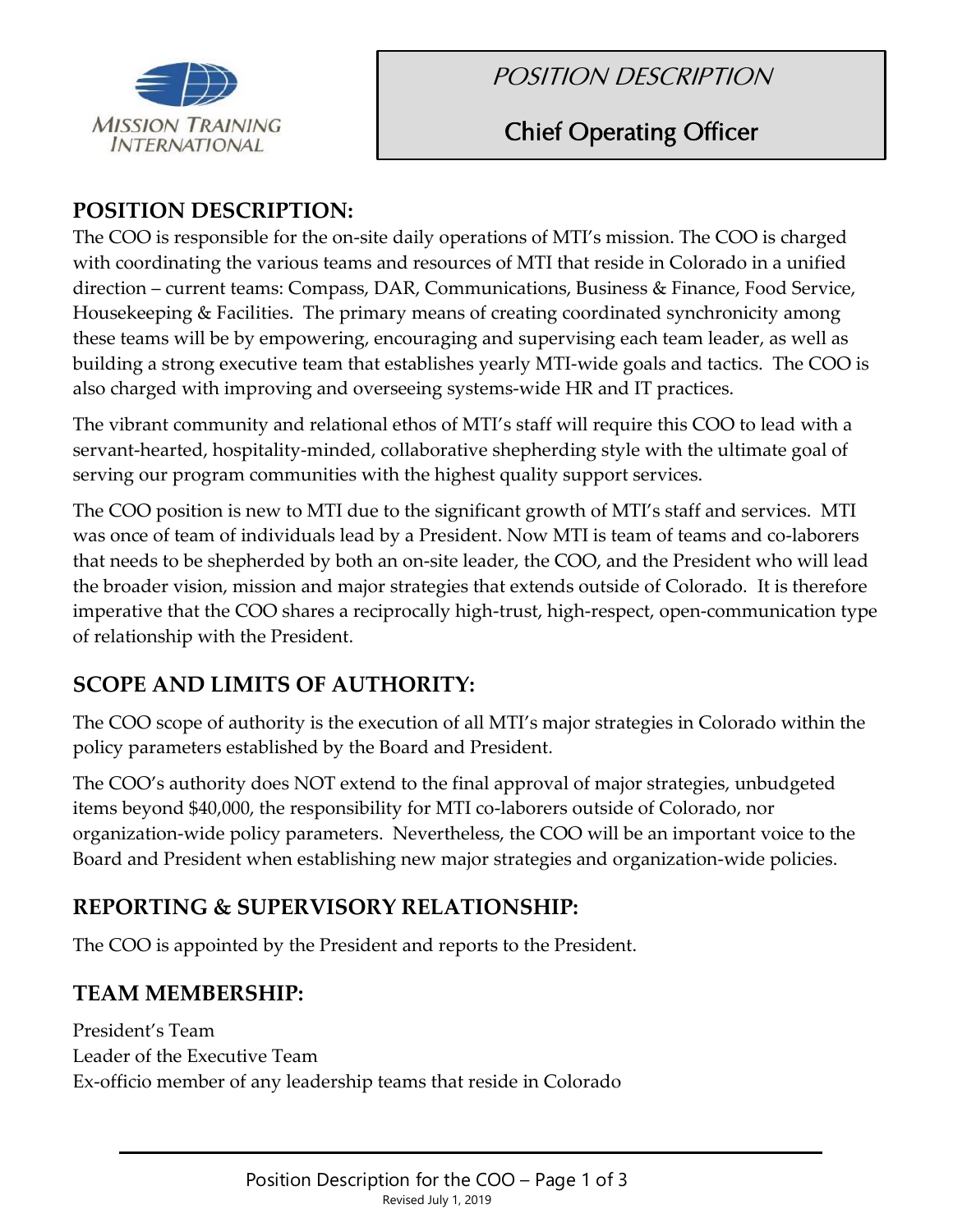MISSION TRAINING INTERNATIONAL

*POSITION DESCRIPTION*

# Chief Operating Officer

## POSITION DESCRIPTION:

The COO is responsible for the on-site daily operations of MTI's mission. The COO is charged with coordinating the various teams and resources of MTI that reside in Colorado in a unified direction – current teams: Compass, DAR, Communications, Business & Finance, Food Service, Housekeeping & Facilities. The primary means of creating coordinated synchronicity among these teams will be by empowering, encouraging and supervising each team leader, as well as building a strong executive team that establishes yearly MTI-wide goals and tactics. The COO is also charged with improving and overseeing systems-wide HR and IT practices.

The vibrant community and relational ethos of MTI's staff will require this COO to lead with a servant-hearted, hospitality-minded, collaborative shepherding style with the ultimate goal of serving our program communities with the highest quality support services.

The COO position is new to MTI due to the significant growth of MTI's staff and services. MTI was once of team of individuals lead by a President. Now MTI is team of teams and co-laborers that needs to be shepherded by both an on-site leader, the COO, and the President who will lead the broader vision, mission and major strategies that extends outside of Colorado. It is therefore imperative that the COO shares a reciprocally high-trust, high-respect, open-communication type of relationship with the President.

## SCOPE AND LIMITS OF AUTHORITY:

The COO scope of authority is the execution of all MTI's major strategies in Colorado within the policy parameters established by the Board and President.

The COO's authority does NOT extend to the final approval of major strategies, unbudgeted items beyond $40,000, the responsibility for MTI co-laborers outside of Colorado, nor organization-wide policy parameters. Nevertheless, the COO will be an important voice to the Board and President when establishing new major strategies and organization-wide policies.

## REPORTING & SUPERVISORY RELATIONSHIP:

The COO is appointed by the President and reports to the President.

## TEAM MEMBERSHIP:

President's Team
Leader of the Executive Team
Ex-officio member of any leadership teams that reside in Colorado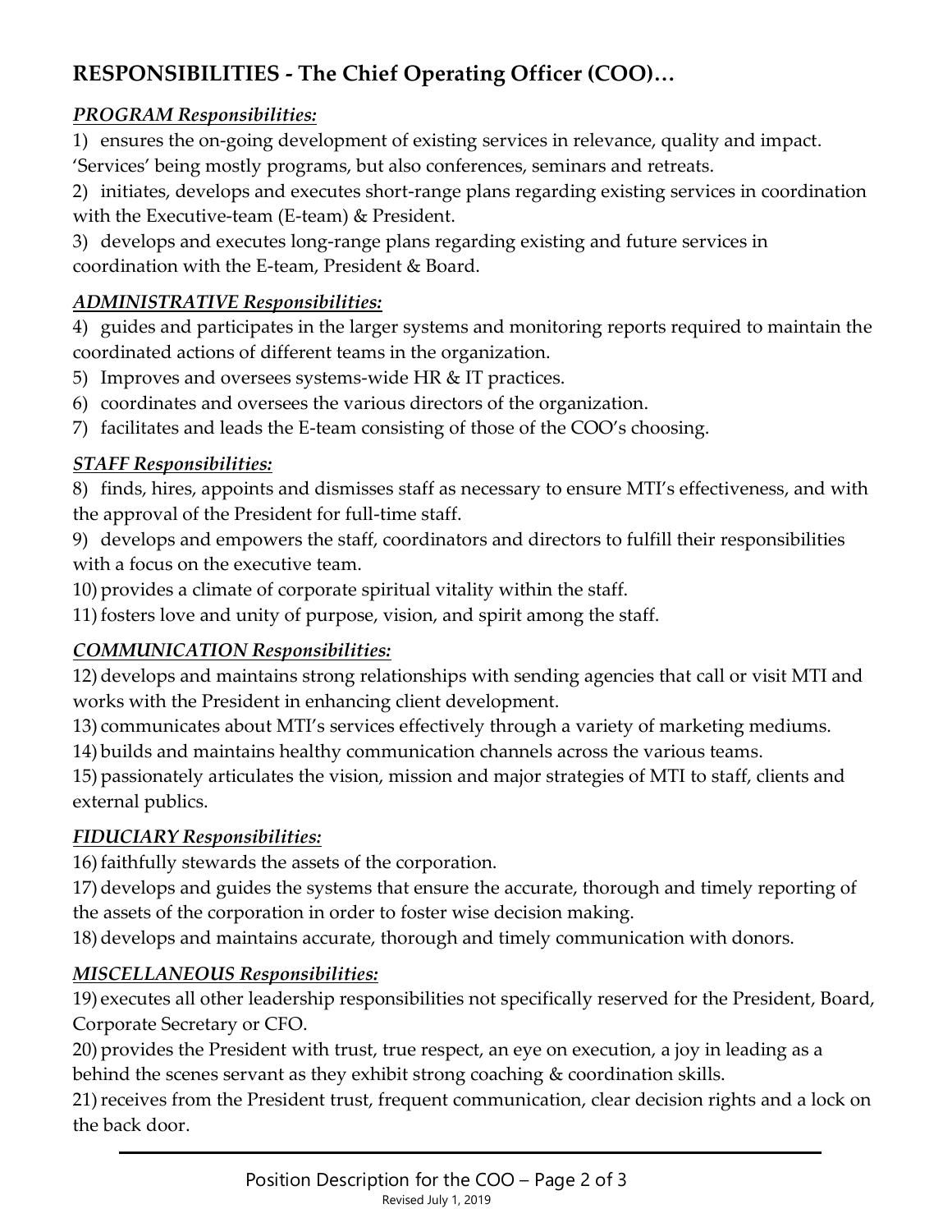## RESPONSIBILITIES - The Chief Operating Officer (COO)…

### ***PROGRAM Responsibilities:***

1) ensures the on-going development of existing services in relevance, quality and impact. 'Services' being mostly programs, but also conferences, seminars and retreats.
2) initiates, develops and executes short-range plans regarding existing services in coordination with the Executive-team (E-team) & President.
3) develops and executes long-range plans regarding existing and future services in coordination with the E-team, President & Board.

### ***ADMINISTRATIVE Responsibilities:***

4) guides and participates in the larger systems and monitoring reports required to maintain the coordinated actions of different teams in the organization.
5) Improves and oversees systems-wide HR & IT practices.
6) coordinates and oversees the various directors of the organization.
7) facilitates and leads the E-team consisting of those of the COO's choosing.

### ***STAFF Responsibilities:***

8) finds, hires, appoints and dismisses staff as necessary to ensure MTI's effectiveness, and with the approval of the President for full-time staff.
9) develops and empowers the staff, coordinators and directors to fulfill their responsibilities with a focus on the executive team.
10) provides a climate of corporate spiritual vitality within the staff.
11) fosters love and unity of purpose, vision, and spirit among the staff.

### ***COMMUNICATION Responsibilities:***

12) develops and maintains strong relationships with sending agencies that call or visit MTI and works with the President in enhancing client development.
13) communicates about MTI's services effectively through a variety of marketing mediums.
14) builds and maintains healthy communication channels across the various teams.
15) passionately articulates the vision, mission and major strategies of MTI to staff, clients and external publics.

### ***FIDUCIARY Responsibilities:***

16) faithfully stewards the assets of the corporation.
17) develops and guides the systems that ensure the accurate, thorough and timely reporting of the assets of the corporation in order to foster wise decision making.
18) develops and maintains accurate, thorough and timely communication with donors.

### ***MISCELLANEOUS Responsibilities:***

19) executes all other leadership responsibilities not specifically reserved for the President, Board, Corporate Secretary or CFO.
20) provides the President with trust, true respect, an eye on execution, a joy in leading as a behind the scenes servant as they exhibit strong coaching & coordination skills.
21) receives from the President trust, frequent communication, clear decision rights and a lock on the back door.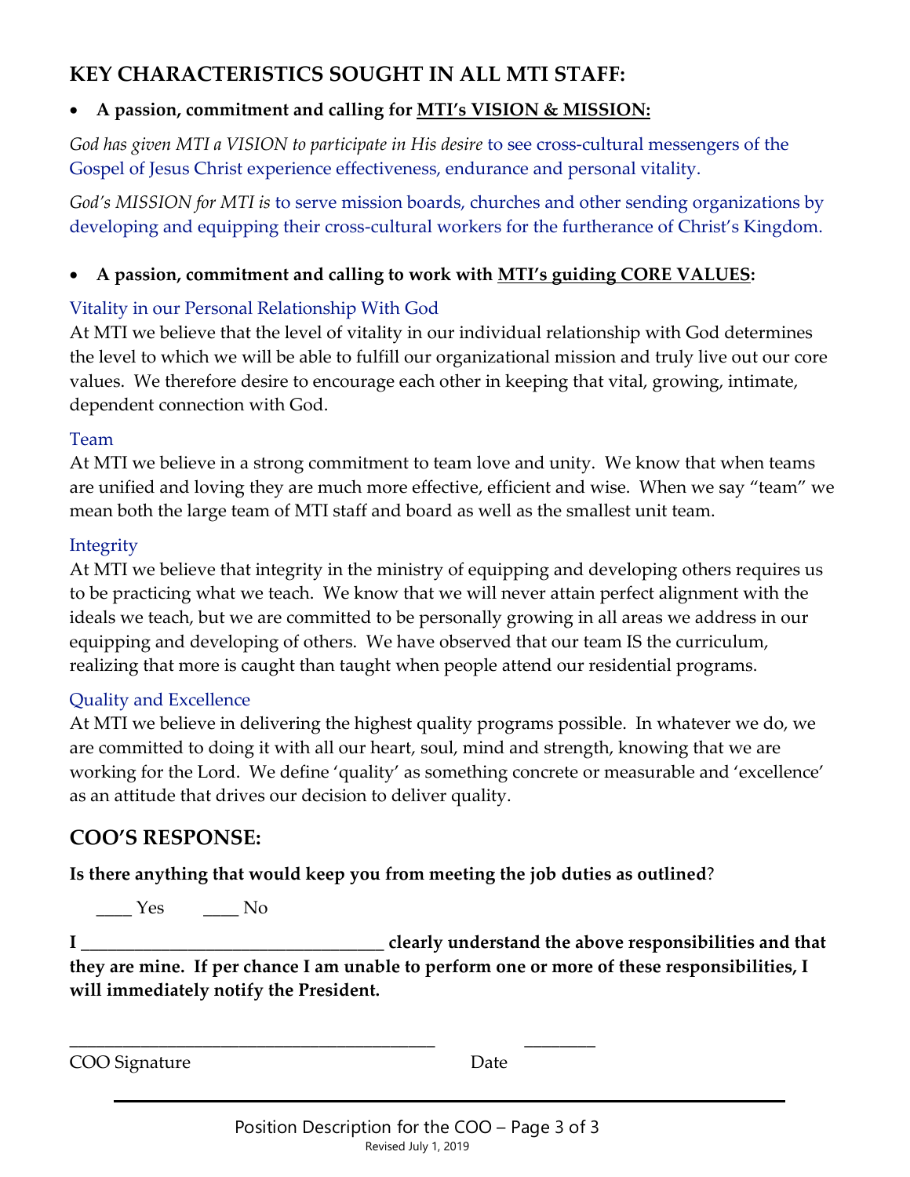## KEY CHARACTERISTICS SOUGHT IN ALL MTI STAFF:

- **A passion, commitment and calling for MTI's VISION & MISSION:**

*God has given MTI a VISION to participate in His desire* to see cross-cultural messengers of the Gospel of Jesus Christ experience effectiveness, endurance and personal vitality.

*God's MISSION for MTI is* to serve mission boards, churches and other sending organizations by developing and equipping their cross-cultural workers for the furtherance of Christ's Kingdom.

- **A passion, commitment and calling to work with MTI's guiding CORE VALUES:**

### Vitality in our Personal Relationship With God

At MTI we believe that the level of vitality in our individual relationship with God determines the level to which we will be able to fulfill our organizational mission and truly live out our core values. We therefore desire to encourage each other in keeping that vital, growing, intimate, dependent connection with God.

### Team

At MTI we believe in a strong commitment to team love and unity. We know that when teams are unified and loving they are much more effective, efficient and wise. When we say "team" we mean both the large team of MTI staff and board as well as the smallest unit team.

### Integrity

At MTI we believe that integrity in the ministry of equipping and developing others requires us to be practicing what we teach. We know that we will never attain perfect alignment with the ideals we teach, but we are committed to be personally growing in all areas we address in our equipping and developing of others. We have observed that our team IS the curriculum, realizing that more is caught than taught when people attend our residential programs.

### Quality and Excellence

At MTI we believe in delivering the highest quality programs possible. In whatever we do, we are committed to doing it with all our heart, soul, mind and strength, knowing that we are working for the Lord. We define 'quality' as something concrete or measurable and 'excellence' as an attitude that drives our decision to deliver quality.

## COO'S RESPONSE:

**Is there anything that would keep you from meeting the job duties as outlined**?

____ Yes ____ No

**I __________________________________ clearly understand the above responsibilities and that they are mine. If per chance I am unable to perform one or more of these responsibilities, I will immediately notify the President.**

__________________________________________ ________

COO Signature Date